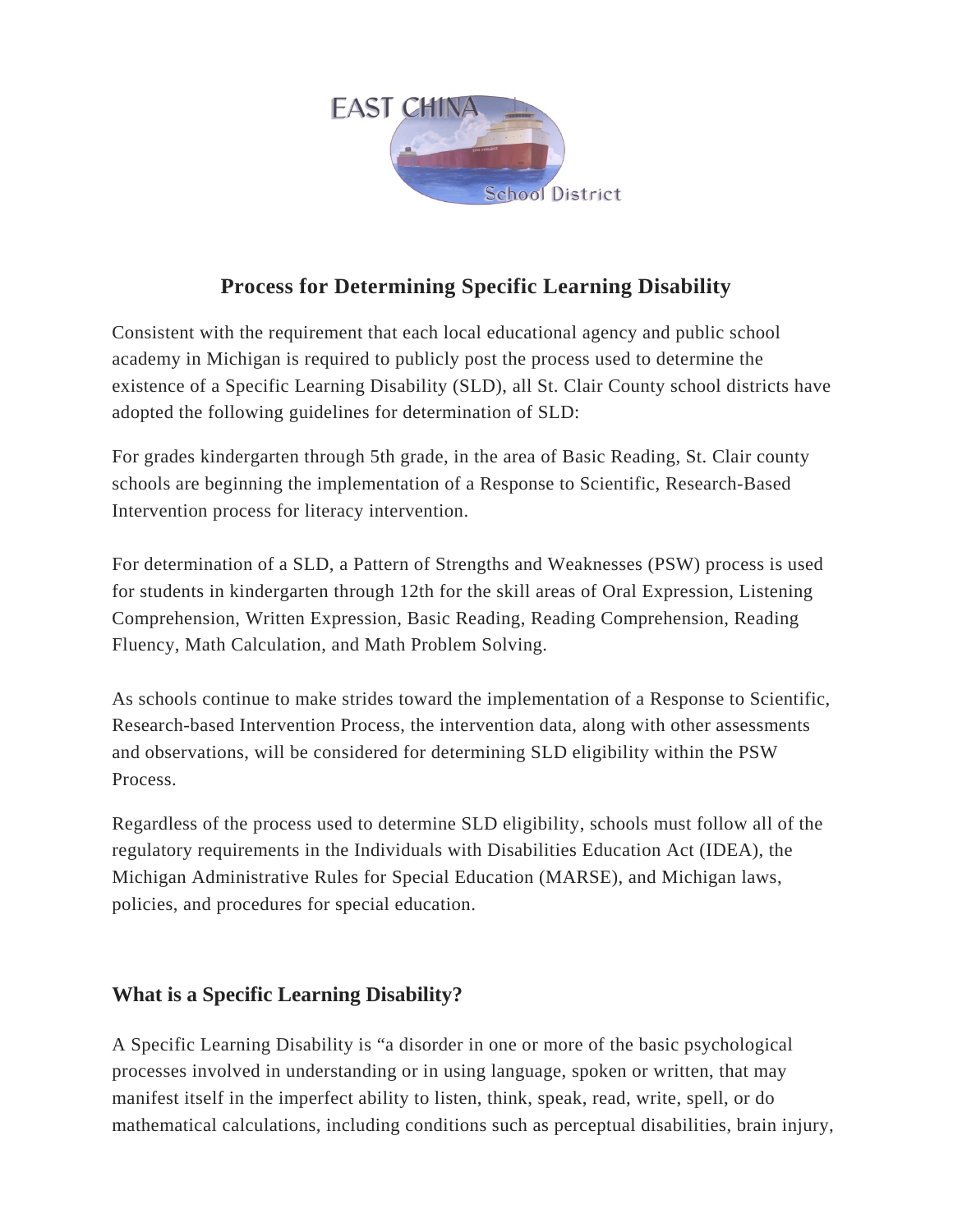# Process for Determining Specific Learning Disability

Consistent with the requirement that each local educational agency and public school academy in Michigan is required to publicly post the process used to determine the existence of a Specific Learning Disability (SLD), all St. Clair County school districts have adopted the following guidelines for determination of SLD:

For grades kindergarten through 5th grade, in the area of Basic Reading, St. Clair county schools are beginning the implementation of a Response to Scientific, Research-Based Intervention process for literacy intervention.

For determination of a SLD, a Pattern of Strengths and Weaknesses (PSW) process is used for students in kindergarten through 12th for the skill areas of Oral Expression, Listening Comprehension, Written Expression, Basic Reading, Reading Comprehension, Reading Fluency, Math Calculation, and Math Problem Solving.

As schools continue to make strides toward the implementation of a Response to Scientific, Research-based Intervention Process, the intervention data, along with other assessments and observations, will be considered for determining SLD eligibility within the PSW Process.

Regardless of the process used to determine SLD eligibility, schools must follow all of the regulatory requirements in the Individuals with Disabilities Education Act (IDEA), the Michigan Administrative Rules for Special Education (MARSE), and Michigan laws, policies, and procedures for special education.

## What is a Specific Learning Disability?

A Specific Learning Disability is "a disorder in one or more of the basic psychological processes involved in understanding or in using language, spoken or written, that may manifest itself in the imperfect ability to listen, think, speak, read, write, spell, or do mathematical calculations, including conditions such as perceptual disabilities, brain injury,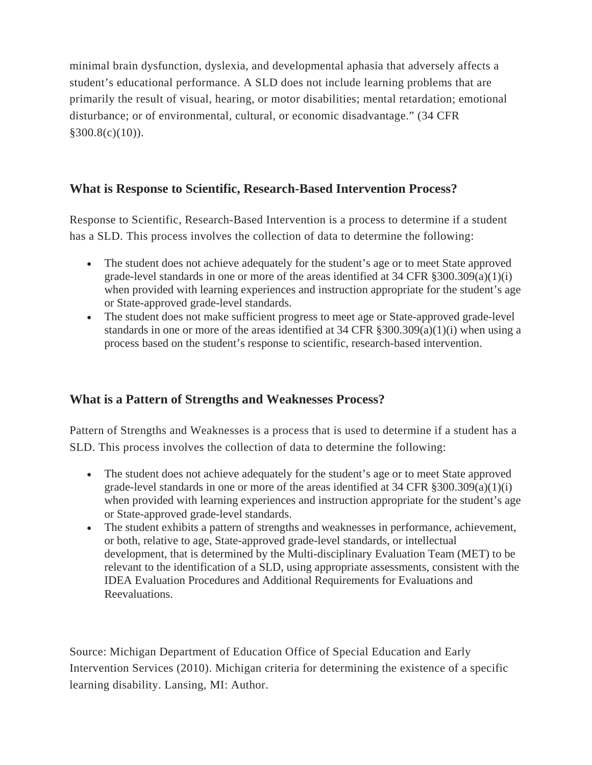minimal brain dysfunction, dyslexia, and developmental aphasia that adversely affects a student's educational performance. A SLD does not include learning problems that are primarily the result of visual, hearing, or motor disabilities; mental retardation; emotional disturbance; or of environmental, cultural, or economic disadvantage." (34 CFR §300.8(c)(10)).

### What is Response to Scientific, Research-Based Intervention Process?

Response to Scientific, Research-Based Intervention is a process to determine if a student has a SLD. This process involves the collection of data to determine the following:

- The student does not achieve adequately for the student's age or to meet State approved grade-level standards in one or more of the areas identified at 34 CFR §300.309(a)(1)(i) when provided with learning experiences and instruction appropriate for the student's age or State-approved grade-level standards.
- The student does not make sufficient progress to meet age or State-approved grade-level standards in one or more of the areas identified at 34 CFR §300.309(a)(1)(i) when using a process based on the student's response to scientific, research-based intervention.

### What is a Pattern of Strengths and Weaknesses Process?

Pattern of Strengths and Weaknesses is a process that is used to determine if a student has a SLD. This process involves the collection of data to determine the following:

- The student does not achieve adequately for the student's age or to meet State approved grade-level standards in one or more of the areas identified at 34 CFR §300.309(a)(1)(i) when provided with learning experiences and instruction appropriate for the student's age or State-approved grade-level standards.
- The student exhibits a pattern of strengths and weaknesses in performance, achievement, or both, relative to age, State-approved grade-level standards, or intellectual development, that is determined by the Multi-disciplinary Evaluation Team (MET) to be relevant to the identification of a SLD, using appropriate assessments, consistent with the IDEA Evaluation Procedures and Additional Requirements for Evaluations and Reevaluations.

Source: Michigan Department of Education Office of Special Education and Early Intervention Services (2010). Michigan criteria for determining the existence of a specific learning disability. Lansing, MI: Author.